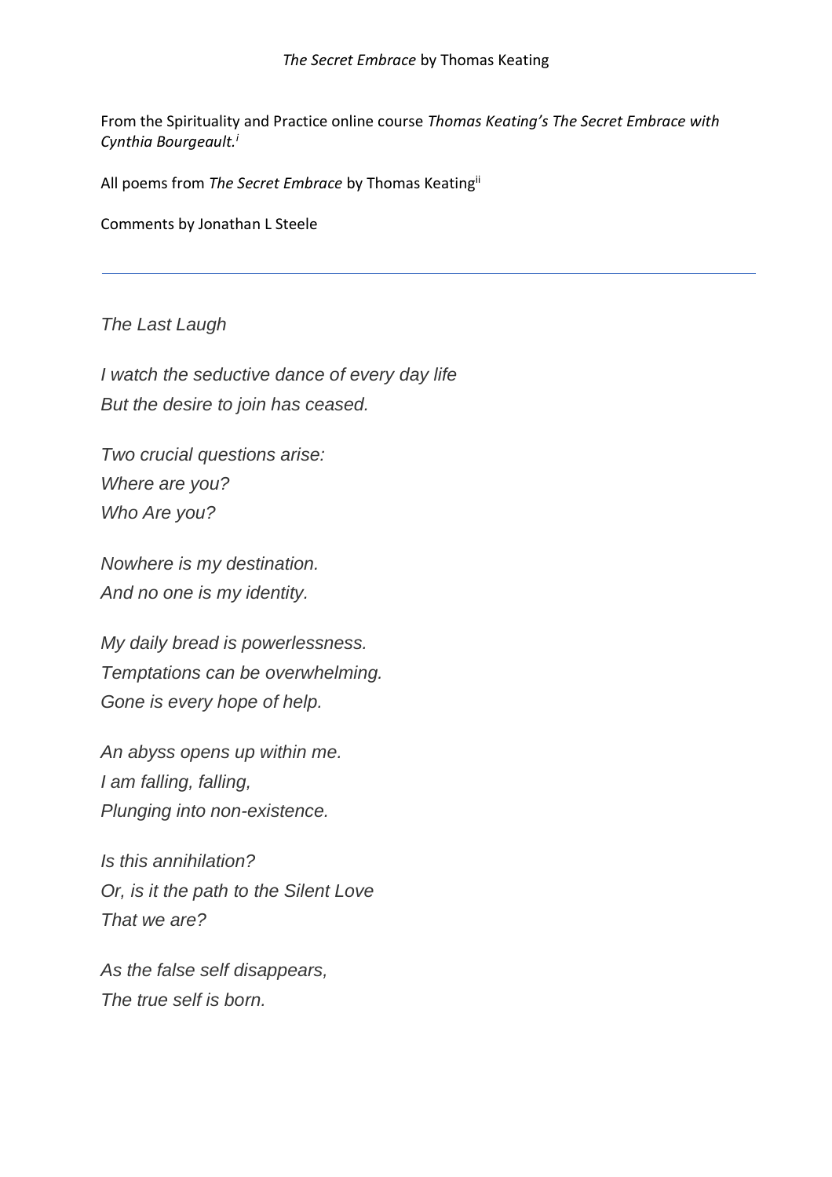*The Secret Embrace* by Thomas Keating

From the Spirituality and Practice online course *Thomas Keating's The Secret Embrace with Cynthia Bourgeault.*[i]

All poems from *The Secret Embrace* by Thomas Keating[ii]

Comments by Jonathan L Steele

---

*The Last Laugh*

*I watch the seductive dance of every day life*
*But the desire to join has ceased.*

*Two crucial questions arise:*
*Where are you?*
*Who Are you?*

*Nowhere is my destination.*
*And no one is my identity.*

*My daily bread is powerlessness.*
*Temptations can be overwhelming.*
*Gone is every hope of help.*

*An abyss opens up within me.*
*I am falling, falling,*
*Plunging into non-existence.*

*Is this annihilation?*
*Or, is it the path to the Silent Love*
*That we are?*

*As the false self disappears,*
*The true self is born.*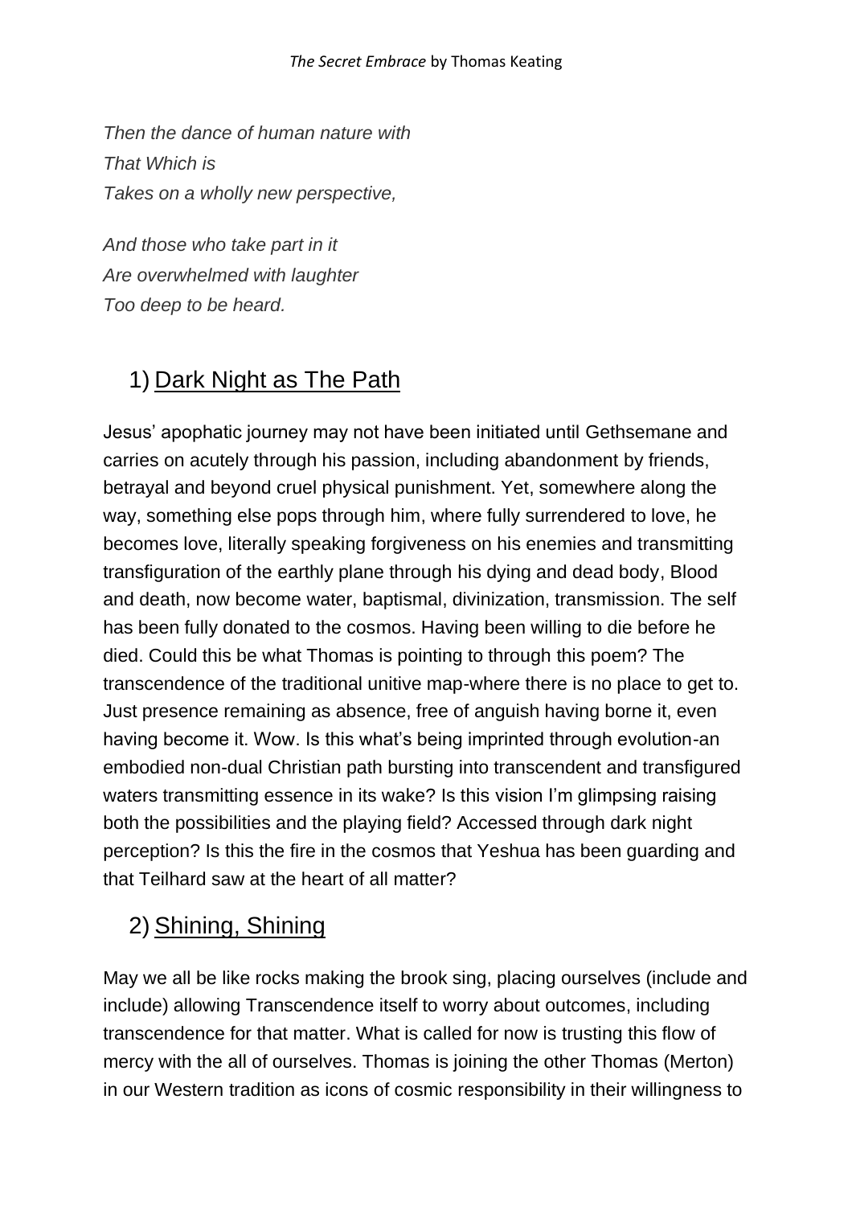*Then the dance of human nature with*
*That Which is*
*Takes on a wholly new perspective,*

*And those who take part in it*
*Are overwhelmed with laughter*
*Too deep to be heard.*

## 1) Dark Night as The Path

Jesus' apophatic journey may not have been initiated until Gethsemane and carries on acutely through his passion, including abandonment by friends, betrayal and beyond cruel physical punishment. Yet, somewhere along the way, something else pops through him, where fully surrendered to love, he becomes love, literally speaking forgiveness on his enemies and transmitting transfiguration of the earthly plane through his dying and dead body, Blood and death, now become water, baptismal, divinization, transmission. The self has been fully donated to the cosmos. Having been willing to die before he died. Could this be what Thomas is pointing to through this poem? The transcendence of the traditional unitive map-where there is no place to get to. Just presence remaining as absence, free of anguish having borne it, even having become it. Wow. Is this what's being imprinted through evolution-an embodied non-dual Christian path bursting into transcendent and transfigured waters transmitting essence in its wake? Is this vision I'm glimpsing raising both the possibilities and the playing field? Accessed through dark night perception? Is this the fire in the cosmos that Yeshua has been guarding and that Teilhard saw at the heart of all matter?

## 2) Shining, Shining

May we all be like rocks making the brook sing, placing ourselves (include and include) allowing Transcendence itself to worry about outcomes, including transcendence for that matter. What is called for now is trusting this flow of mercy with the all of ourselves. Thomas is joining the other Thomas (Merton) in our Western tradition as icons of cosmic responsibility in their willingness to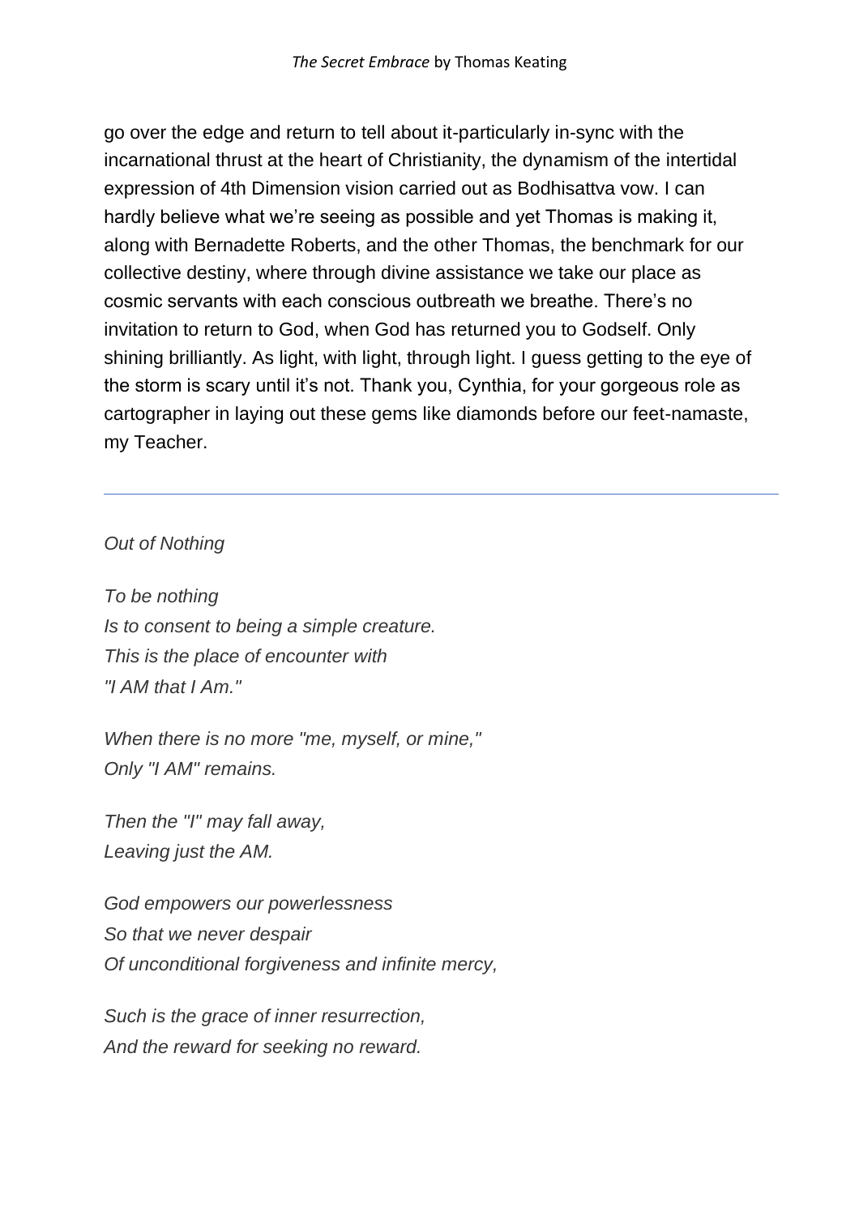go over the edge and return to tell about it-particularly in-sync with the incarnational thrust at the heart of Christianity, the dynamism of the intertidal expression of 4th Dimension vision carried out as Bodhisattva vow. I can hardly believe what we're seeing as possible and yet Thomas is making it, along with Bernadette Roberts, and the other Thomas, the benchmark for our collective destiny, where through divine assistance we take our place as cosmic servants with each conscious outbreath we breathe. There's no invitation to return to God, when God has returned you to Godself. Only shining brilliantly. As light, with light, through light. I guess getting to the eye of the storm is scary until it's not. Thank you, Cynthia, for your gorgeous role as cartographer in laying out these gems like diamonds before our feet-namaste, my Teacher.

---

*Out of Nothing*

*To be nothing*
*Is to consent to being a simple creature.*
*This is the place of encounter with*
*"I AM that I Am."*

*When there is no more "me, myself, or mine,"*
*Only "I AM" remains.*

*Then the "I" may fall away,*
*Leaving just the AM.*

*God empowers our powerlessness*
*So that we never despair*
*Of unconditional forgiveness and infinite mercy,*

*Such is the grace of inner resurrection,*
*And the reward for seeking no reward.*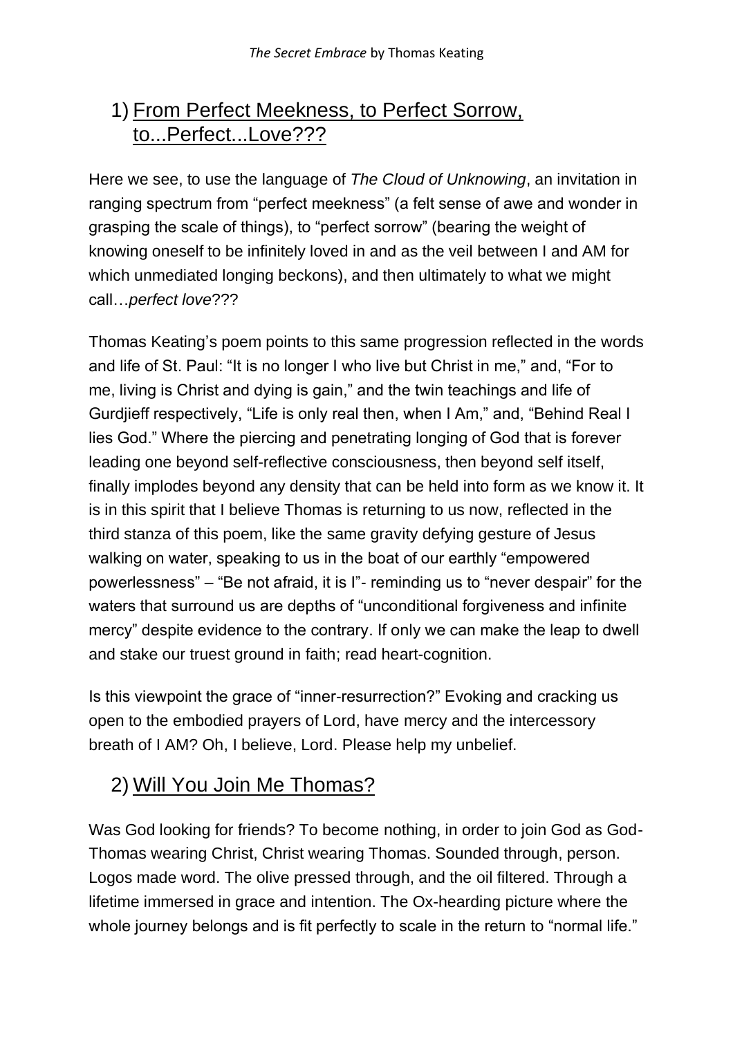## 1) From Perfect Meekness, to Perfect Sorrow, to...Perfect...Love???

Here we see, to use the language of *The Cloud of Unknowing*, an invitation in ranging spectrum from "perfect meekness" (a felt sense of awe and wonder in grasping the scale of things), to "perfect sorrow" (bearing the weight of knowing oneself to be infinitely loved in and as the veil between I and AM for which unmediated longing beckons), and then ultimately to what we might call…*perfect love*???

Thomas Keating's poem points to this same progression reflected in the words and life of St. Paul: "It is no longer I who live but Christ in me," and, "For to me, living is Christ and dying is gain," and the twin teachings and life of Gurdjieff respectively, "Life is only real then, when I Am," and, "Behind Real I lies God." Where the piercing and penetrating longing of God that is forever leading one beyond self-reflective consciousness, then beyond self itself, finally implodes beyond any density that can be held into form as we know it. It is in this spirit that I believe Thomas is returning to us now, reflected in the third stanza of this poem, like the same gravity defying gesture of Jesus walking on water, speaking to us in the boat of our earthly "empowered powerlessness" – "Be not afraid, it is I"- reminding us to "never despair" for the waters that surround us are depths of "unconditional forgiveness and infinite mercy" despite evidence to the contrary. If only we can make the leap to dwell and stake our truest ground in faith; read heart-cognition.

Is this viewpoint the grace of "inner-resurrection?" Evoking and cracking us open to the embodied prayers of Lord, have mercy and the intercessory breath of I AM? Oh, I believe, Lord. Please help my unbelief.

## 2) Will You Join Me Thomas?

Was God looking for friends? To become nothing, in order to join God as God-Thomas wearing Christ, Christ wearing Thomas. Sounded through, person. Logos made word. The olive pressed through, and the oil filtered. Through a lifetime immersed in grace and intention. The Ox-hearding picture where the whole journey belongs and is fit perfectly to scale in the return to "normal life."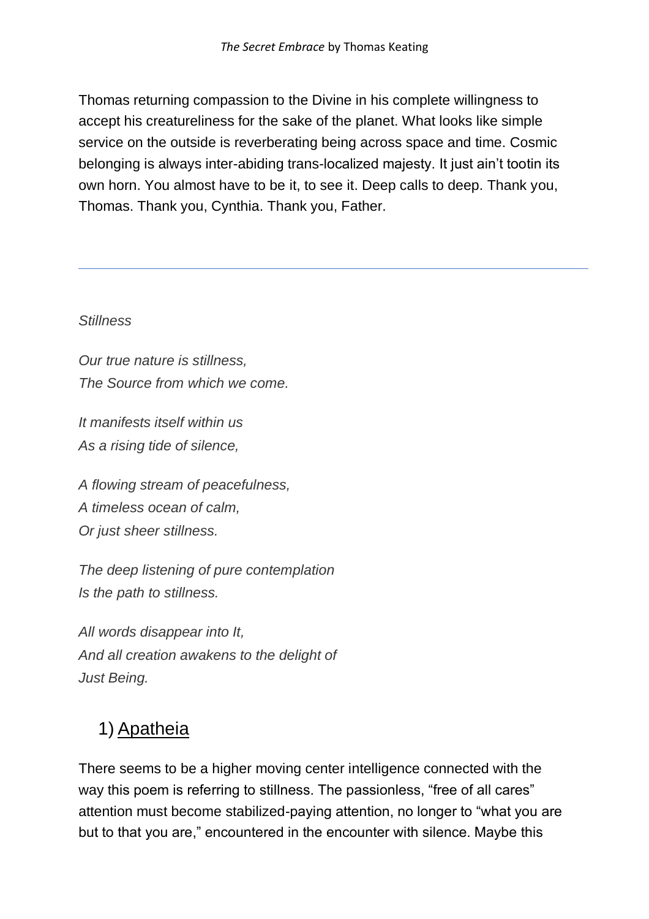Thomas returning compassion to the Divine in his complete willingness to accept his creatureliness for the sake of the planet. What looks like simple service on the outside is reverberating being across space and time. Cosmic belonging is always inter-abiding trans-localized majesty. It just ain't tootin its own horn. You almost have to be it, to see it. Deep calls to deep. Thank you, Thomas. Thank you, Cynthia. Thank you, Father.

---

*Stillness*

*Our true nature is stillness,*  
*The Source from which we come.*

*It manifests itself within us*  
*As a rising tide of silence,*

*A flowing stream of peacefulness,*  
*A timeless ocean of calm,*  
*Or just sheer stillness.*

*The deep listening of pure contemplation*  
*Is the path to stillness.*

*All words disappear into It,*  
*And all creation awakens to the delight of*  
*Just Being.*

## 1) Apatheia

There seems to be a higher moving center intelligence connected with the way this poem is referring to stillness. The passionless, "free of all cares" attention must become stabilized-paying attention, no longer to "what you are but to that you are," encountered in the encounter with silence. Maybe this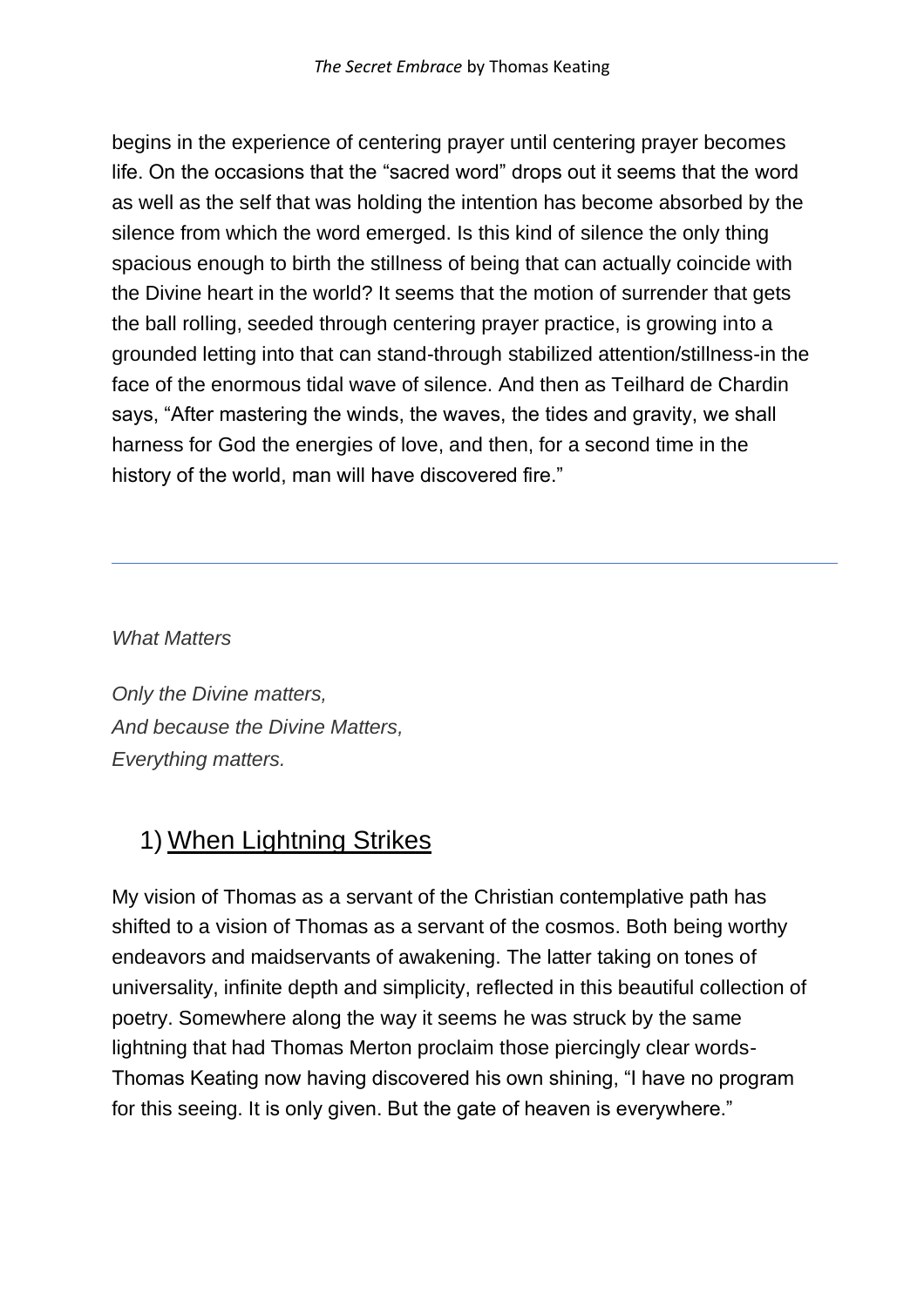begins in the experience of centering prayer until centering prayer becomes life. On the occasions that the "sacred word" drops out it seems that the word as well as the self that was holding the intention has become absorbed by the silence from which the word emerged. Is this kind of silence the only thing spacious enough to birth the stillness of being that can actually coincide with the Divine heart in the world? It seems that the motion of surrender that gets the ball rolling, seeded through centering prayer practice, is growing into a grounded letting into that can stand-through stabilized attention/stillness-in the face of the enormous tidal wave of silence. And then as Teilhard de Chardin says, "After mastering the winds, the waves, the tides and gravity, we shall harness for God the energies of love, and then, for a second time in the history of the world, man will have discovered fire."

---

*What Matters*

*Only the Divine matters,*
*And because the Divine Matters,*
*Everything matters.*

## 1) When Lightning Strikes

My vision of Thomas as a servant of the Christian contemplative path has shifted to a vision of Thomas as a servant of the cosmos. Both being worthy endeavors and maidservants of awakening. The latter taking on tones of universality, infinite depth and simplicity, reflected in this beautiful collection of poetry. Somewhere along the way it seems he was struck by the same lightning that had Thomas Merton proclaim those piercingly clear words- Thomas Keating now having discovered his own shining, "I have no program for this seeing. It is only given. But the gate of heaven is everywhere."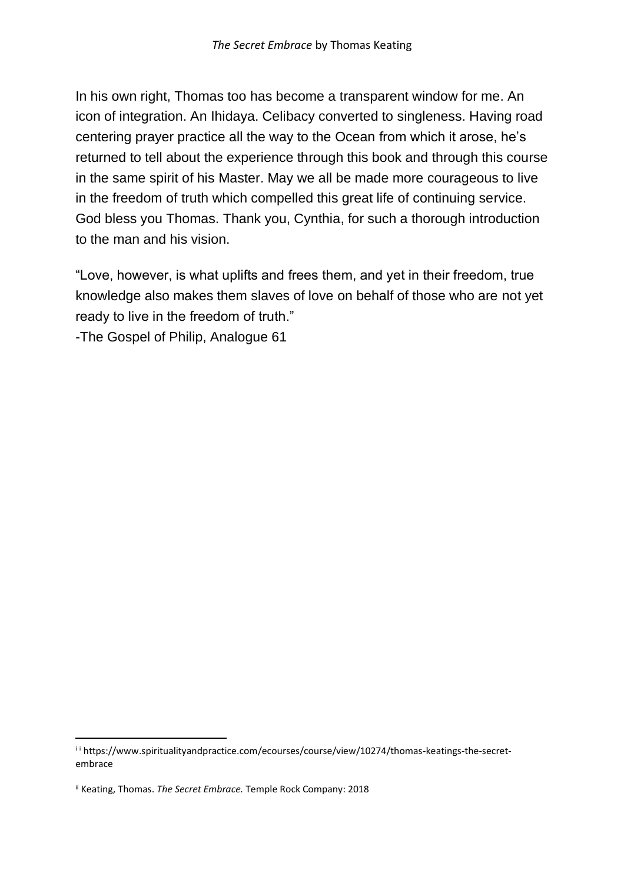In his own right, Thomas too has become a transparent window for me. An icon of integration. An Ihidaya. Celibacy converted to singleness. Having road centering prayer practice all the way to the Ocean from which it arose, he's returned to tell about the experience through this book and through this course in the same spirit of his Master. May we all be made more courageous to live in the freedom of truth which compelled this great life of continuing service. God bless you Thomas. Thank you, Cynthia, for such a thorough introduction to the man and his vision.

"Love, however, is what uplifts and frees them, and yet in their freedom, true knowledge also makes them slaves of love on behalf of those who are not yet ready to live in the freedom of truth."
-The Gospel of Philip, Analogue 61

---

[i] [i] https://www.spiritualityandpractice.com/ecourses/course/view/10274/thomas-keatings-the-secret-embrace

[ii] Keating, Thomas. *The Secret Embrace.* Temple Rock Company: 2018